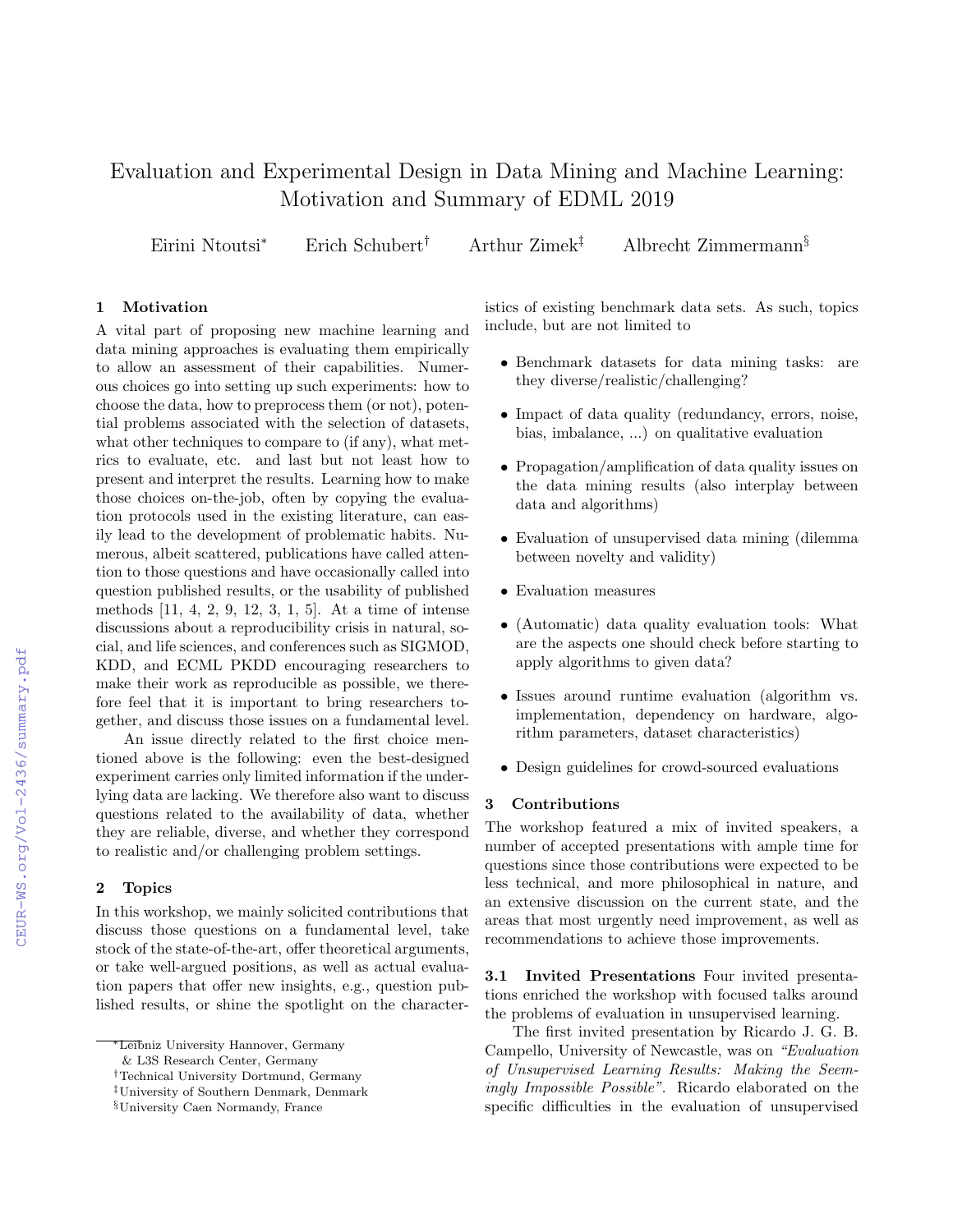# Evaluation and Experimental Design in Data Mining and Machine Learning: Motivation and Summary of EDML 2019

Eirini Ntoutsi[*] Erich Schubert[†] Arthur Zimek[‡] Albrecht Zimmermann[§]

## 1 Motivation

A vital part of proposing new machine learning and data mining approaches is evaluating them empirically to allow an assessment of their capabilities. Numerous choices go into setting up such experiments: how to choose the data, how to preprocess them (or not), potential problems associated with the selection of datasets, what other techniques to compare to (if any), what metrics to evaluate, etc. and last but not least how to present and interpret the results. Learning how to make those choices on-the-job, often by copying the evaluation protocols used in the existing literature, can easily lead to the development of problematic habits. Numerous, albeit scattered, publications have called attention to those questions and have occasionally called into question published results, or the usability of published methods [11, 4, 2, 9, 12, 3, 1, 5]. At a time of intense discussions about a reproducibility crisis in natural, social, and life sciences, and conferences such as SIGMOD, KDD, and ECML PKDD encouraging researchers to make their work as reproducible as possible, we therefore feel that it is important to bring researchers together, and discuss those issues on a fundamental level.

An issue directly related to the first choice mentioned above is the following: even the best-designed experiment carries only limited information if the underlying data are lacking. We therefore also want to discuss questions related to the availability of data, whether they are reliable, diverse, and whether they correspond to realistic and/or challenging problem settings.

## 2 Topics

In this workshop, we mainly solicited contributions that discuss those questions on a fundamental level, take stock of the state-of-the-art, offer theoretical arguments, or take well-argued positions, as well as actual evaluation papers that offer new insights, e.g., question published results, or shine the spotlight on the characteristics of existing benchmark data sets. As such, topics include, but are not limited to

- Benchmark datasets for data mining tasks: are they diverse/realistic/challenging?
- Impact of data quality (redundancy, errors, noise, bias, imbalance, ...) on qualitative evaluation
- Propagation/amplification of data quality issues on the data mining results (also interplay between data and algorithms)
- Evaluation of unsupervised data mining (dilemma between novelty and validity)
- Evaluation measures
- (Automatic) data quality evaluation tools: What are the aspects one should check before starting to apply algorithms to given data?
- Issues around runtime evaluation (algorithm vs. implementation, dependency on hardware, algorithm parameters, dataset characteristics)
- Design guidelines for crowd-sourced evaluations

## 3 Contributions

The workshop featured a mix of invited speakers, a number of accepted presentations with ample time for questions since those contributions were expected to be less technical, and more philosophical in nature, and an extensive discussion on the current state, and the areas that most urgently need improvement, as well as recommendations to achieve those improvements.

**3.1 Invited Presentations** Four invited presentations enriched the workshop with focused talks around the problems of evaluation in unsupervised learning.

The first invited presentation by Ricardo J. G. B. Campello, University of Newcastle, was on *"Evaluation of Unsupervised Learning Results: Making the Seemingly Impossible Possible"*. Ricardo elaborated on the specific difficulties in the evaluation of unsupervised

---

[*] Leibniz University Hannover, Germany & L3S Research Center, Germany

[†] Technical University Dortmund, Germany

[‡] University of Southern Denmark, Denmark

[§] University Caen Normandy, France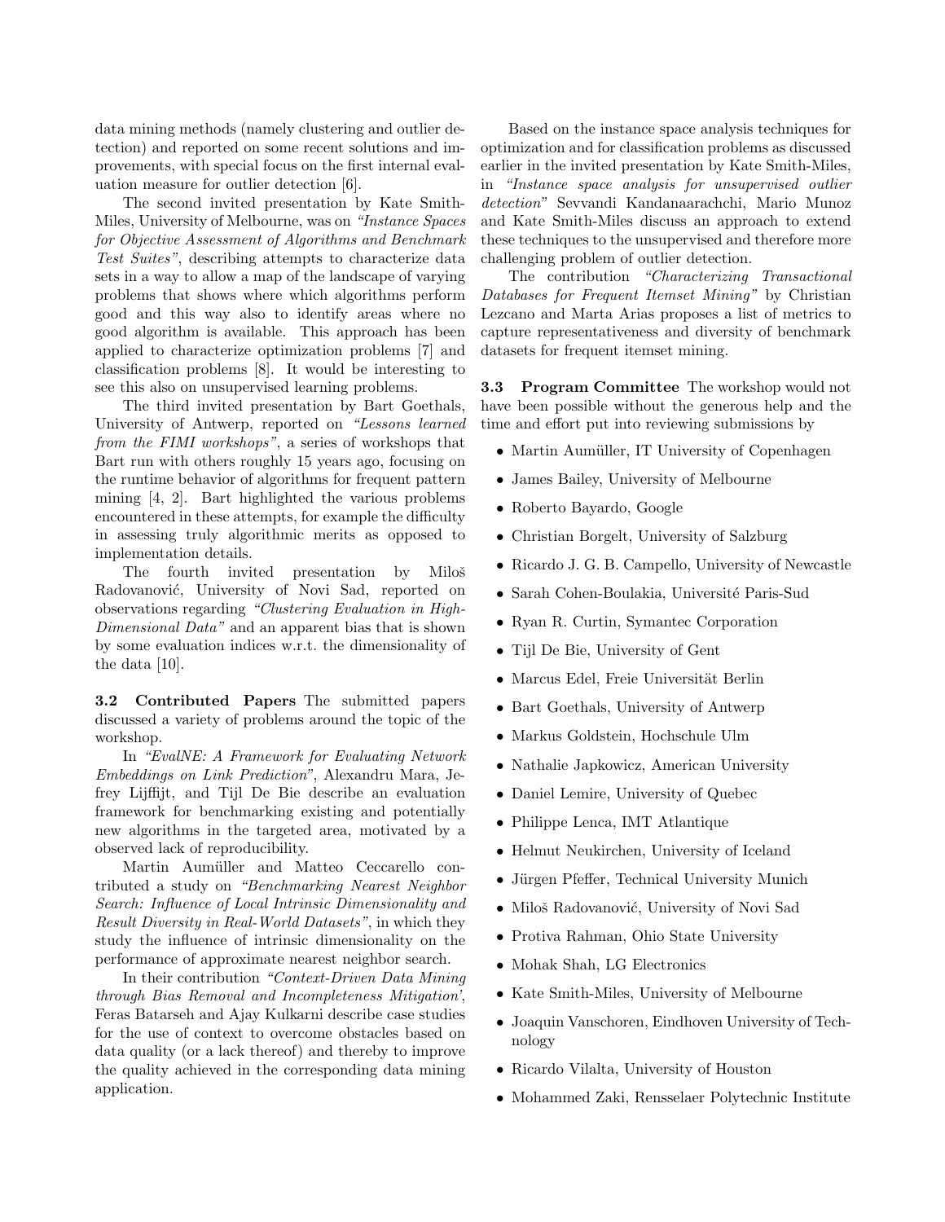data mining methods (namely clustering and outlier detection) and reported on some recent solutions and improvements, with special focus on the first internal evaluation measure for outlier detection [6].

The second invited presentation by Kate Smith-Miles, University of Melbourne, was on *"Instance Spaces for Objective Assessment of Algorithms and Benchmark Test Suites"*, describing attempts to characterize data sets in a way to allow a map of the landscape of varying problems that shows where which algorithms perform good and this way also to identify areas where no good algorithm is available. This approach has been applied to characterize optimization problems [7] and classification problems [8]. It would be interesting to see this also on unsupervised learning problems.

The third invited presentation by Bart Goethals, University of Antwerp, reported on *"Lessons learned from the FIMI workshops"*, a series of workshops that Bart run with others roughly 15 years ago, focusing on the runtime behavior of algorithms for frequent pattern mining [4, 2]. Bart highlighted the various problems encountered in these attempts, for example the difficulty in assessing truly algorithmic merits as opposed to implementation details.

The fourth invited presentation by Miloš Radovanović, University of Novi Sad, reported on observations regarding *"Clustering Evaluation in High-Dimensional Data"* and an apparent bias that is shown by some evaluation indices w.r.t. the dimensionality of the data [10].

**3.2 Contributed Papers** The submitted papers discussed a variety of problems around the topic of the workshop.

In *"EvalNE: A Framework for Evaluating Network Embeddings on Link Prediction"*, Alexandru Mara, Jefrey Lijffijt, and Tijl De Bie describe an evaluation framework for benchmarking existing and potentially new algorithms in the targeted area, motivated by a observed lack of reproducibility.

Martin Aumüller and Matteo Ceccarello contributed a study on *"Benchmarking Nearest Neighbor Search: Influence of Local Intrinsic Dimensionality and Result Diversity in Real-World Datasets"*, in which they study the influence of intrinsic dimensionality on the performance of approximate nearest neighbor search.

In their contribution *"Context-Driven Data Mining through Bias Removal and Incompleteness Mitigation'*, Feras Batarseh and Ajay Kulkarni describe case studies for the use of context to overcome obstacles based on data quality (or a lack thereof) and thereby to improve the quality achieved in the corresponding data mining application.

Based on the instance space analysis techniques for optimization and for classification problems as discussed earlier in the invited presentation by Kate Smith-Miles, in *"Instance space analysis for unsupervised outlier detection"* Sevvandi Kandanaarachchi, Mario Munoz and Kate Smith-Miles discuss an approach to extend these techniques to the unsupervised and therefore more challenging problem of outlier detection.

The contribution *"Characterizing Transactional Databases for Frequent Itemset Mining"* by Christian Lezcano and Marta Arias proposes a list of metrics to capture representativeness and diversity of benchmark datasets for frequent itemset mining.

**3.3 Program Committee** The workshop would not have been possible without the generous help and the time and effort put into reviewing submissions by

- Martin Aumüller, IT University of Copenhagen
- James Bailey, University of Melbourne
- Roberto Bayardo, Google
- Christian Borgelt, University of Salzburg
- Ricardo J. G. B. Campello, University of Newcastle
- Sarah Cohen-Boulakia, Université Paris-Sud
- Ryan R. Curtin, Symantec Corporation
- Tijl De Bie, University of Gent
- Marcus Edel, Freie Universität Berlin
- Bart Goethals, University of Antwerp
- Markus Goldstein, Hochschule Ulm
- Nathalie Japkowicz, American University
- Daniel Lemire, University of Quebec
- Philippe Lenca, IMT Atlantique
- Helmut Neukirchen, University of Iceland
- Jürgen Pfeffer, Technical University Munich
- Miloš Radovanović, University of Novi Sad
- Protiva Rahman, Ohio State University
- Mohak Shah, LG Electronics
- Kate Smith-Miles, University of Melbourne
- Joaquin Vanschoren, Eindhoven University of Technology
- Ricardo Vilalta, University of Houston
- Mohammed Zaki, Rensselaer Polytechnic Institute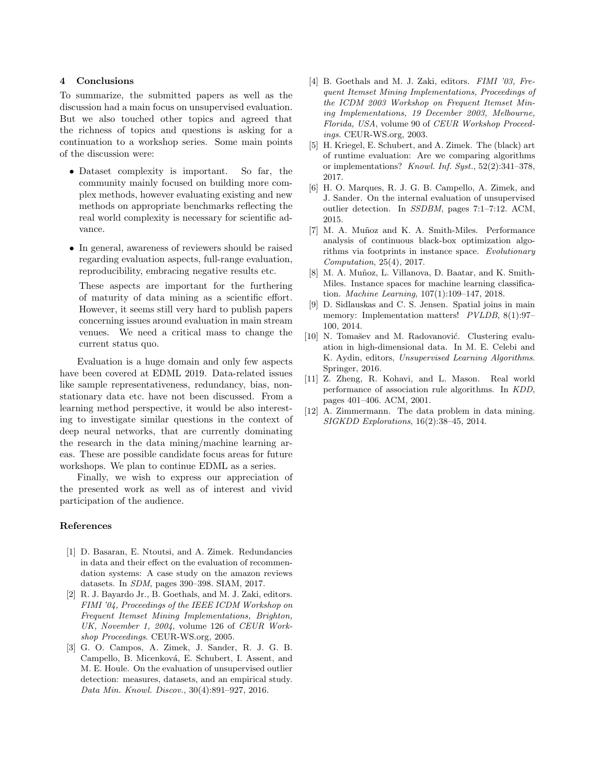## 4 Conclusions

To summarize, the submitted papers as well as the discussion had a main focus on unsupervised evaluation. But we also touched other topics and agreed that the richness of topics and questions is asking for a continuation to a workshop series. Some main points of the discussion were:

- Dataset complexity is important. So far, the community mainly focused on building more complex methods, however evaluating existing and new methods on appropriate benchmarks reflecting the real world complexity is necessary for scientific advance.
- In general, awareness of reviewers should be raised regarding evaluation aspects, full-range evaluation, reproducibility, embracing negative results etc.

  These aspects are important for the furthering of maturity of data mining as a scientific effort. However, it seems still very hard to publish papers concerning issues around evaluation in main stream venues. We need a critical mass to change the current status quo.

Evaluation is a huge domain and only few aspects have been covered at EDML 2019. Data-related issues like sample representativeness, redundancy, bias, non-stationary data etc. have not been discussed. From a learning method perspective, it would be also interesting to investigate similar questions in the context of deep neural networks, that are currently dominating the research in the data mining/machine learning areas. These are possible candidate focus areas for future workshops. We plan to continue EDML as a series.

Finally, we wish to express our appreciation of the presented work as well as of interest and vivid participation of the audience.

## References

[1] D. Basaran, E. Ntoutsi, and A. Zimek. Redundancies in data and their effect on the evaluation of recommendation systems: A case study on the amazon reviews datasets. In *SDM*, pages 390–398. SIAM, 2017.

[2] R. J. Bayardo Jr., B. Goethals, and M. J. Zaki, editors. *FIMI '04, Proceedings of the IEEE ICDM Workshop on Frequent Itemset Mining Implementations, Brighton, UK, November 1, 2004*, volume 126 of *CEUR Workshop Proceedings*. CEUR-WS.org, 2005.

[3] G. O. Campos, A. Zimek, J. Sander, R. J. G. B. Campello, B. Micenková, E. Schubert, I. Assent, and M. E. Houle. On the evaluation of unsupervised outlier detection: measures, datasets, and an empirical study. *Data Min. Knowl. Discov.*, 30(4):891–927, 2016.

[4] B. Goethals and M. J. Zaki, editors. *FIMI '03, Frequent Itemset Mining Implementations, Proceedings of the ICDM 2003 Workshop on Frequent Itemset Mining Implementations, 19 December 2003, Melbourne, Florida, USA*, volume 90 of *CEUR Workshop Proceedings*. CEUR-WS.org, 2003.

[5] H. Kriegel, E. Schubert, and A. Zimek. The (black) art of runtime evaluation: Are we comparing algorithms or implementations? *Knowl. Inf. Syst.*, 52(2):341–378, 2017.

[6] H. O. Marques, R. J. G. B. Campello, A. Zimek, and J. Sander. On the internal evaluation of unsupervised outlier detection. In *SSDBM*, pages 7:1–7:12. ACM, 2015.

[7] M. A. Muñoz and K. A. Smith-Miles. Performance analysis of continuous black-box optimization algorithms via footprints in instance space. *Evolutionary Computation*, 25(4), 2017.

[8] M. A. Muñoz, L. Villanova, D. Baatar, and K. Smith-Miles. Instance spaces for machine learning classification. *Machine Learning*, 107(1):109–147, 2018.

[9] D. Sidlauskas and C. S. Jensen. Spatial joins in main memory: Implementation matters! *PVLDB*, 8(1):97–100, 2014.

[10] N. Tomašev and M. Radovanović. Clustering evaluation in high-dimensional data. In M. E. Celebi and K. Aydin, editors, *Unsupervised Learning Algorithms*. Springer, 2016.

[11] Z. Zheng, R. Kohavi, and L. Mason. Real world performance of association rule algorithms. In *KDD*, pages 401–406. ACM, 2001.

[12] A. Zimmermann. The data problem in data mining. *SIGKDD Explorations*, 16(2):38–45, 2014.